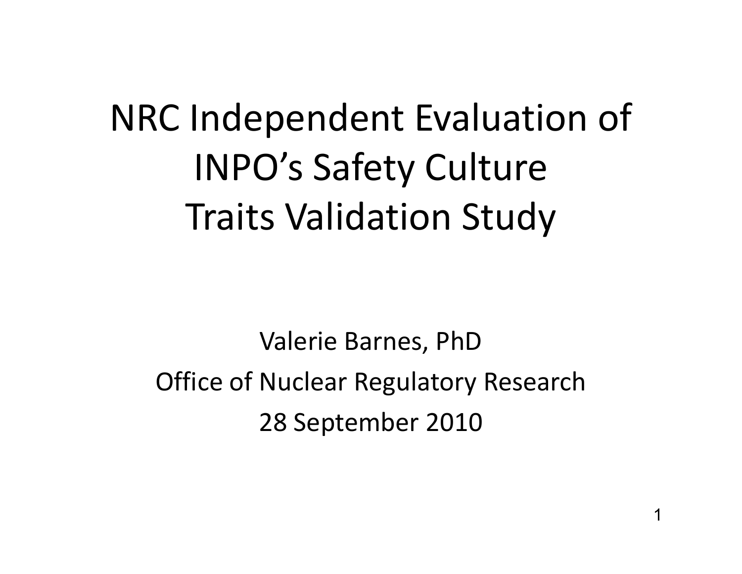# NRC Independent Evaluation of INPO's Safety Culture Traits Validation Study

Valerie Barnes, PhD

Office of Nuclear Regulatory Research

28 September 2010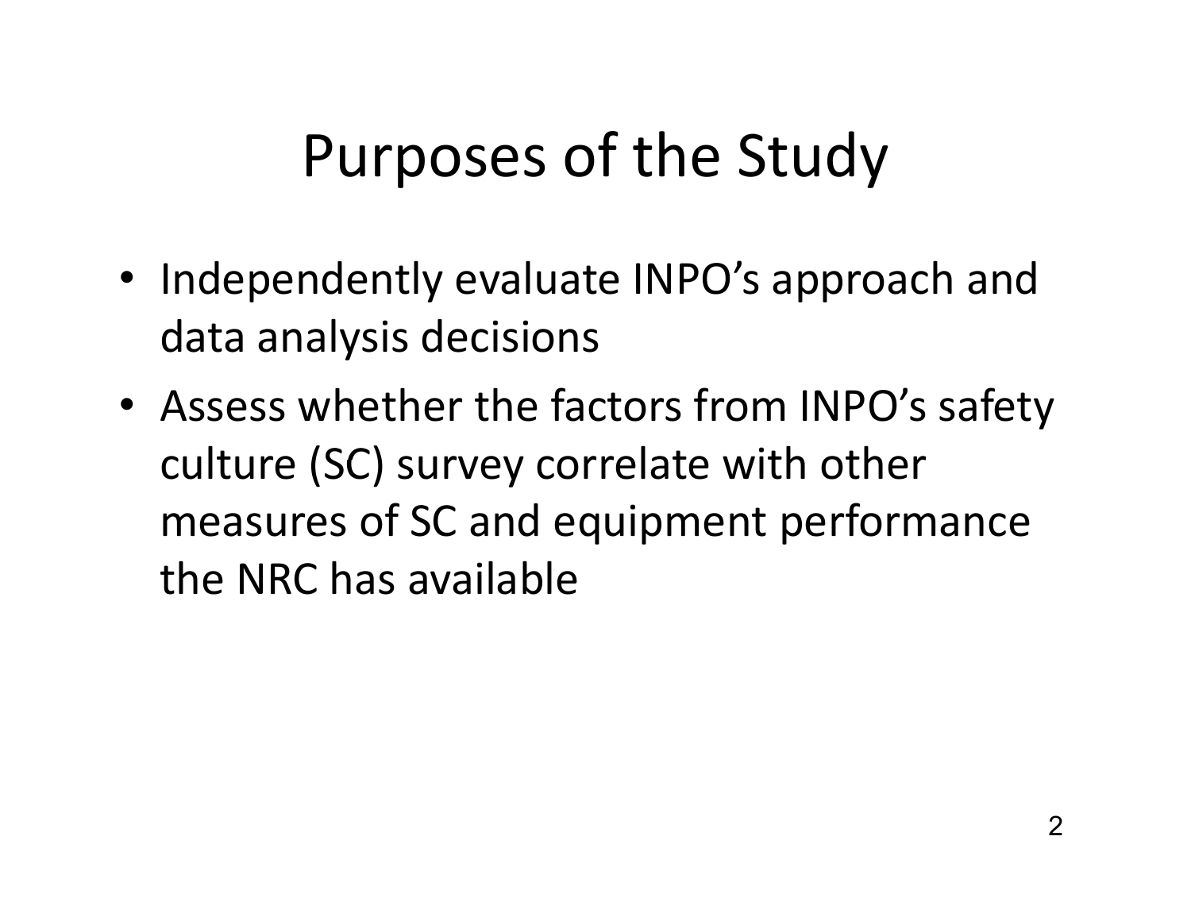# Purposes of the Study

- Independently evaluate INPO's approach and data analysis decisions
- Assess whether the factors from INPO's safety culture (SC) survey correlate with other measures of SC and equipment performance the NRC has available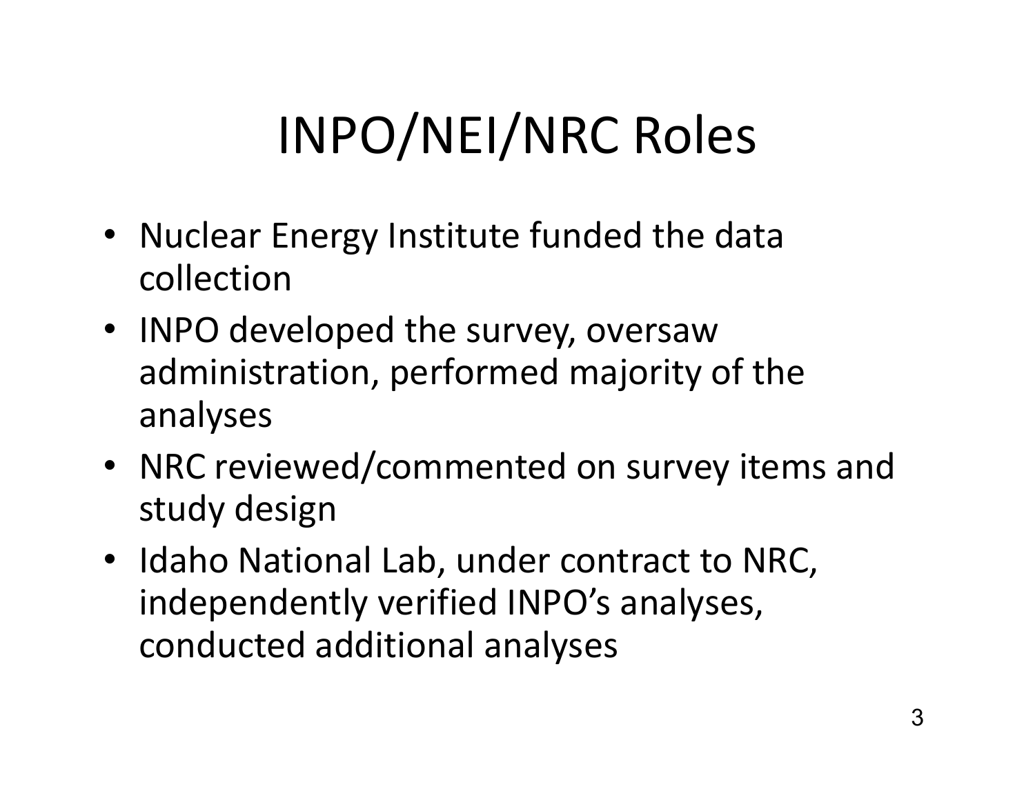# INPO/NEI/NRC Roles

- Nuclear Energy Institute funded the data collection
- INPO developed the survey, oversaw administration, performed majority of the analyses
- NRC reviewed/commented on survey items and study design
- Idaho National Lab, under contract to NRC, independently verified INPO's analyses, conducted additional analyses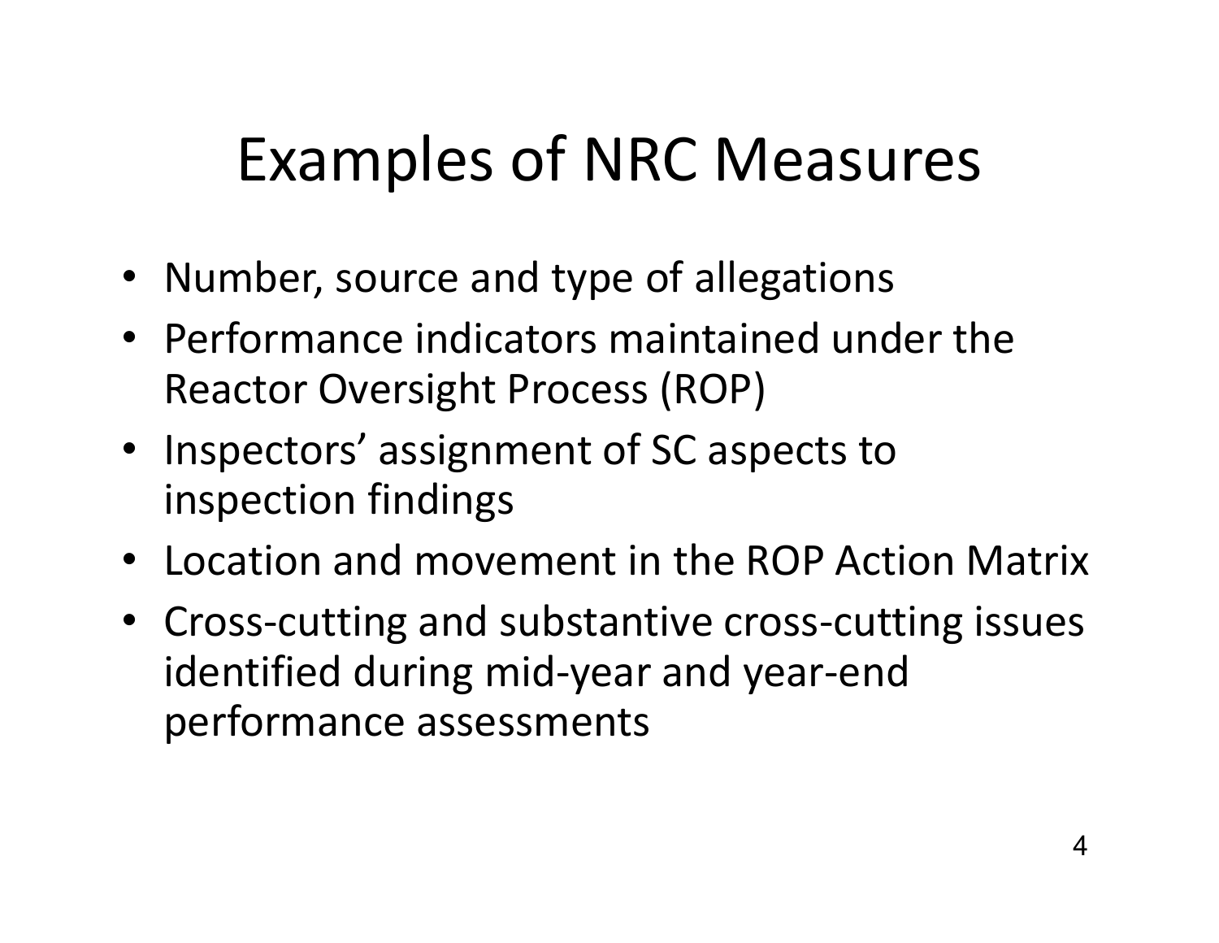# Examples of NRC Measures

- Number, source and type of allegations
- Performance indicators maintained under the Reactor Oversight Process (ROP)
- Inspectors' assignment of SC aspects to inspection findings
- Location and movement in the ROP Action Matrix
- Cross-cutting and substantive cross-cutting issues identified during mid-year and year-end performance assessments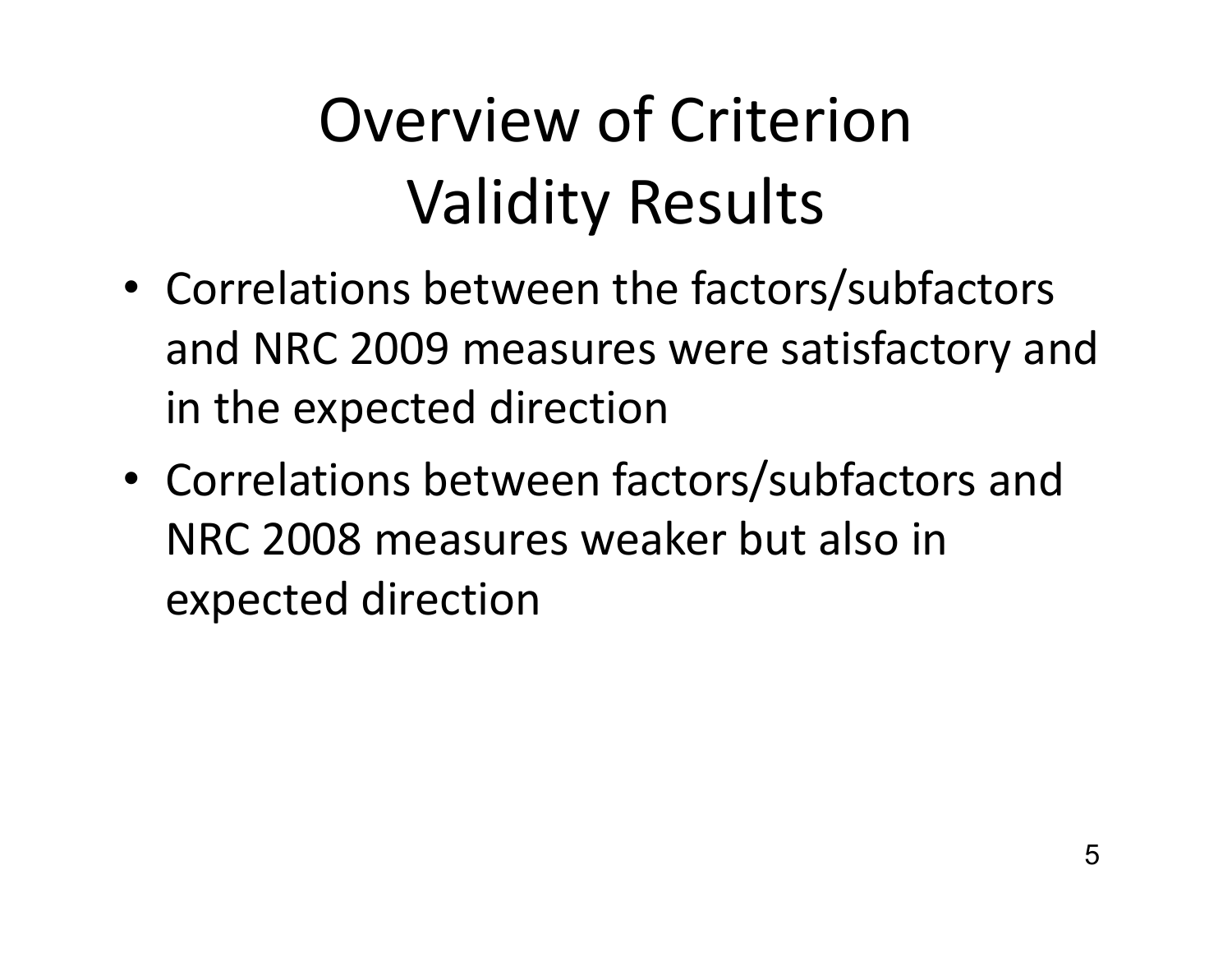# Overview of Criterion Validity Results

- Correlations between the factors/subfactors and NRC 2009 measures were satisfactory and in the expected direction
- Correlations between factors/subfactors and NRC 2008 measures weaker but also in expected direction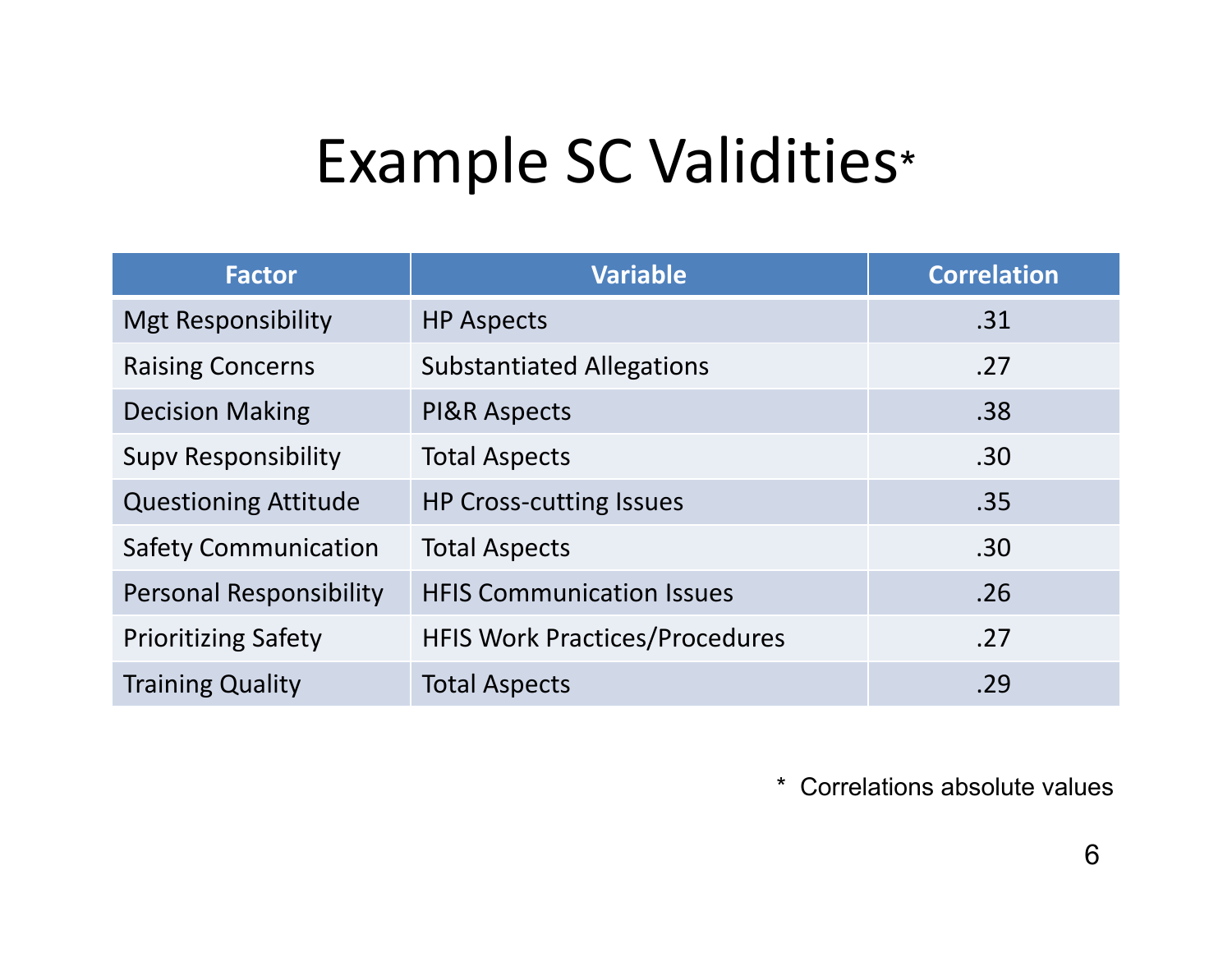# Example SC Validities*

| Factor | Variable | Correlation |
| --- | --- | --- |
| Mgt Responsibility | HP Aspects | .31 |
| Raising Concerns | Substantiated Allegations | .27 |
| Decision Making | PI&R Aspects | .38 |
| Supv Responsibility | Total Aspects | .30 |
| Questioning Attitude | HP Cross-cutting Issues | .35 |
| Safety Communication | Total Aspects | .30 |
| Personal Responsibility | HFIS Communication Issues | .26 |
| Prioritizing Safety | HFIS Work Practices/Procedures | .27 |
| Training Quality | Total Aspects | .29 |

\* Correlations absolute values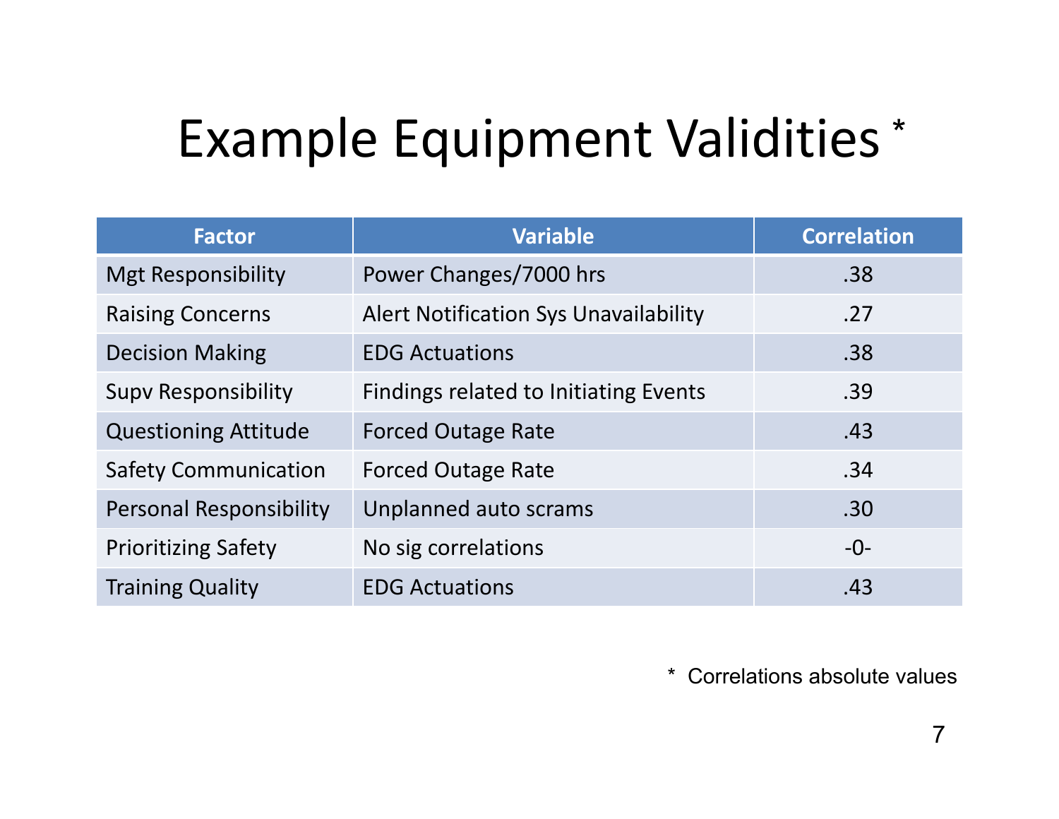# Example Equipment Validities *

| Factor | Variable | Correlation |
| --- | --- | --- |
| Mgt Responsibility | Power Changes/7000 hrs | .38 |
| Raising Concerns | Alert Notification Sys Unavailability | .27 |
| Decision Making | EDG Actuations | .38 |
| Supv Responsibility | Findings related to Initiating Events | .39 |
| Questioning Attitude | Forced Outage Rate | .43 |
| Safety Communication | Forced Outage Rate | .34 |
| Personal Responsibility | Unplanned auto scrams | .30 |
| Prioritizing Safety | No sig correlations | -0- |
| Training Quality | EDG Actuations | .43 |

* Correlations absolute values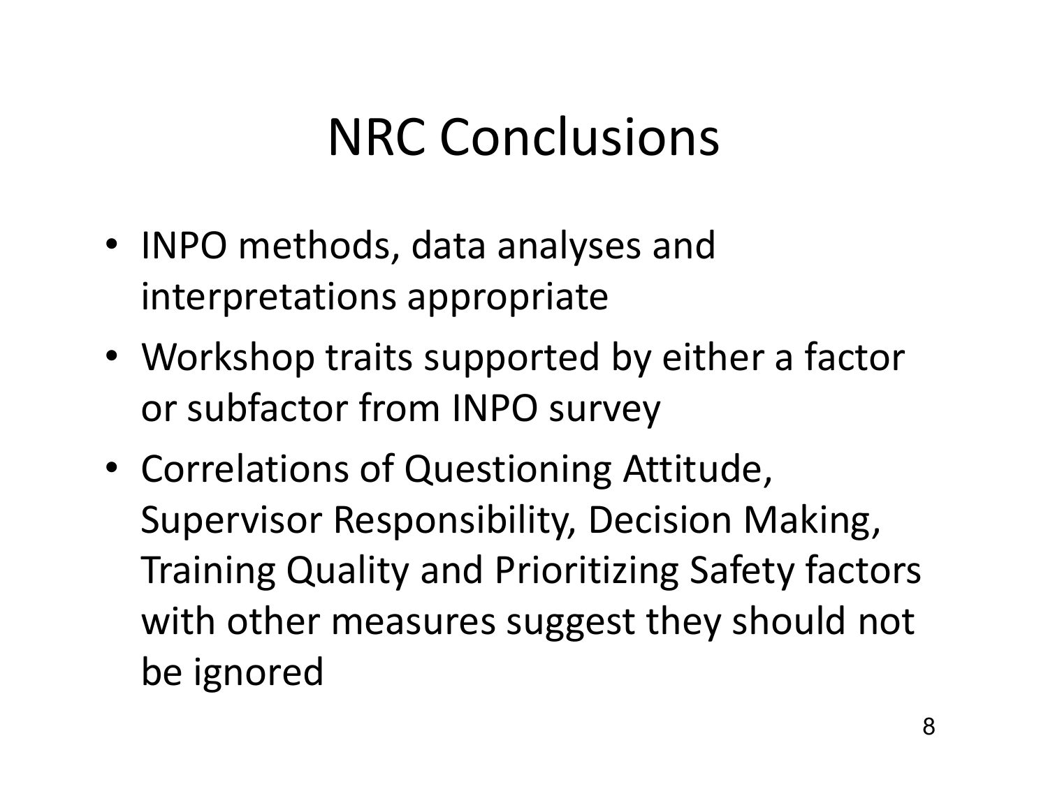# NRC Conclusions

- INPO methods, data analyses and interpretations appropriate
- Workshop traits supported by either a factor or subfactor from INPO survey
- Correlations of Questioning Attitude, Supervisor Responsibility, Decision Making, Training Quality and Prioritizing Safety factors with other measures suggest they should not be ignored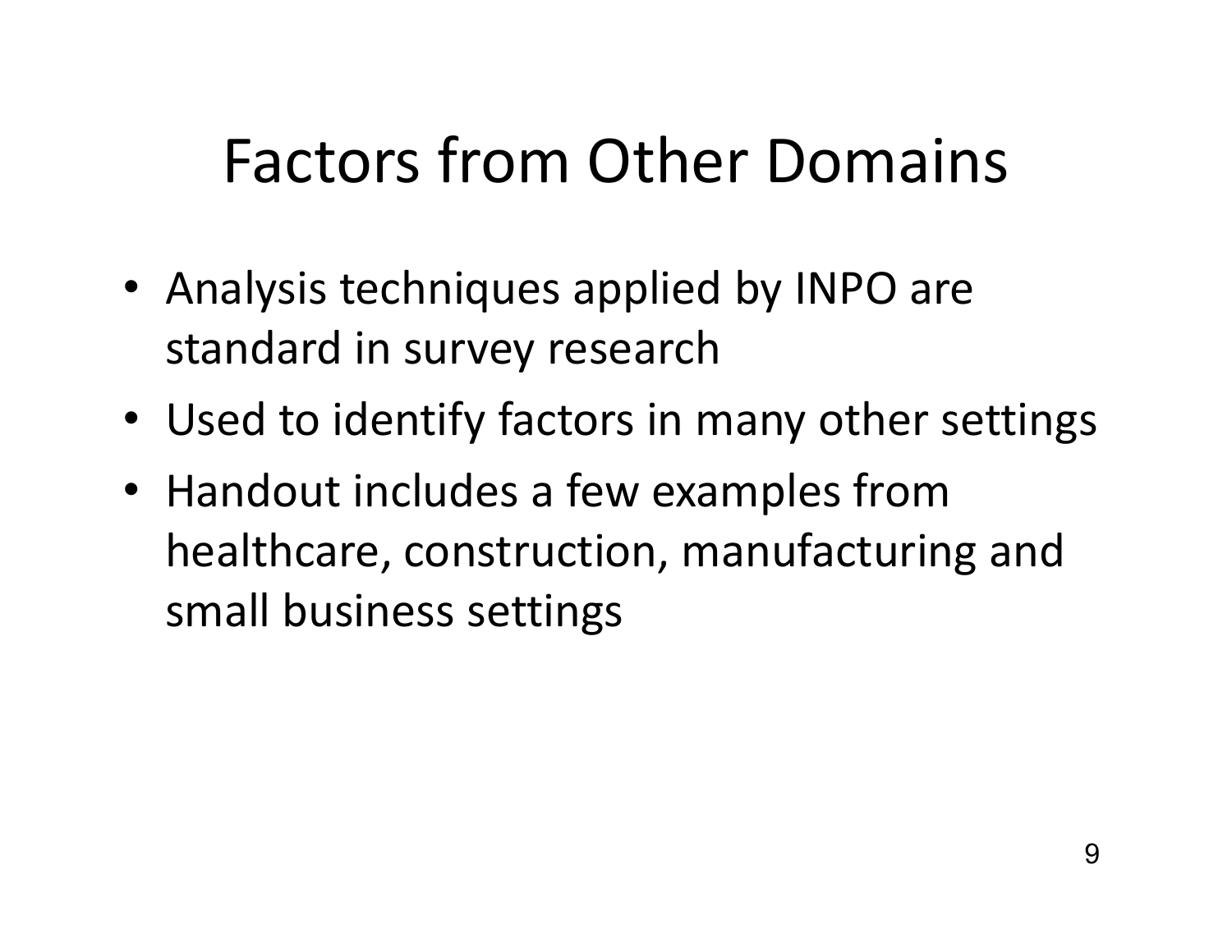# Factors from Other Domains

- Analysis techniques applied by INPO are standard in survey research
- Used to identify factors in many other settings
- Handout includes a few examples from healthcare, construction, manufacturing and small business settings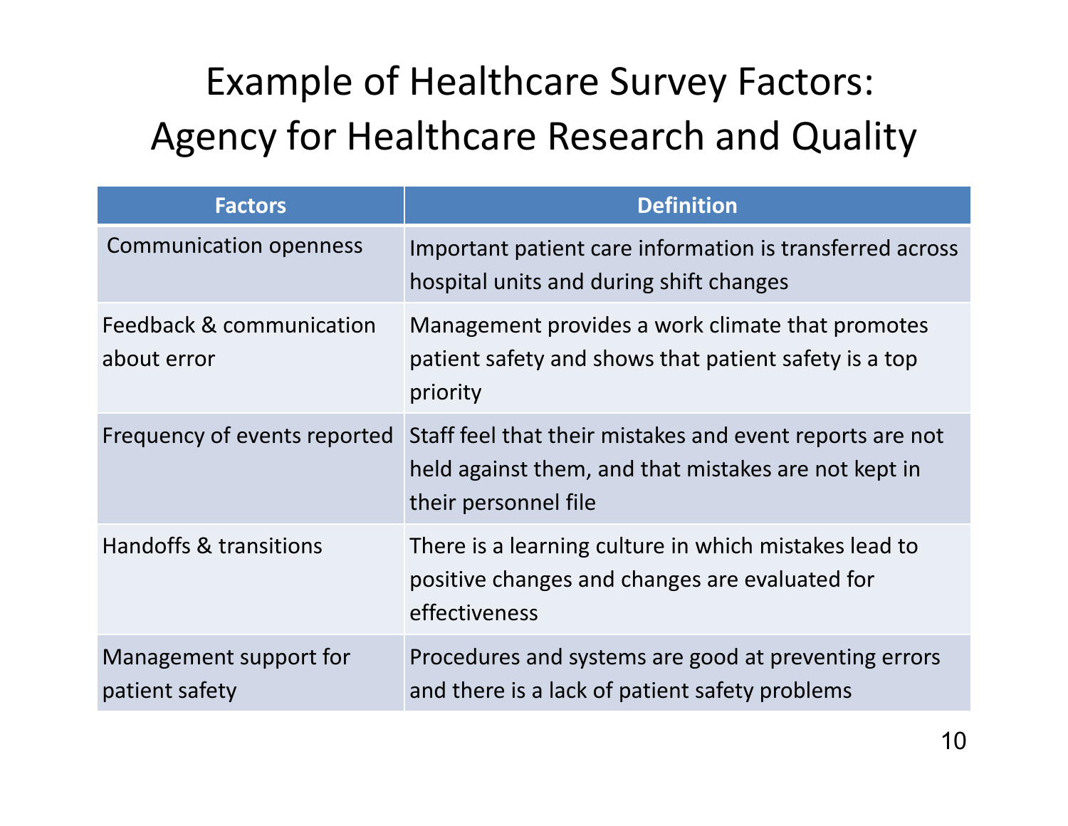# Example of Healthcare Survey Factors: Agency for Healthcare Research and Quality

| Factors | Definition |
|---|---|
| Communication openness | Important patient care information is transferred across hospital units and during shift changes |
| Feedback & communication about error | Management provides a work climate that promotes patient safety and shows that patient safety is a top priority |
| Frequency of events reported | Staff feel that their mistakes and event reports are not held against them, and that mistakes are not kept in their personnel file |
| Handoffs & transitions | There is a learning culture in which mistakes lead to positive changes and changes are evaluated for effectiveness |
| Management support for patient safety | Procedures and systems are good at preventing errors and there is a lack of patient safety problems |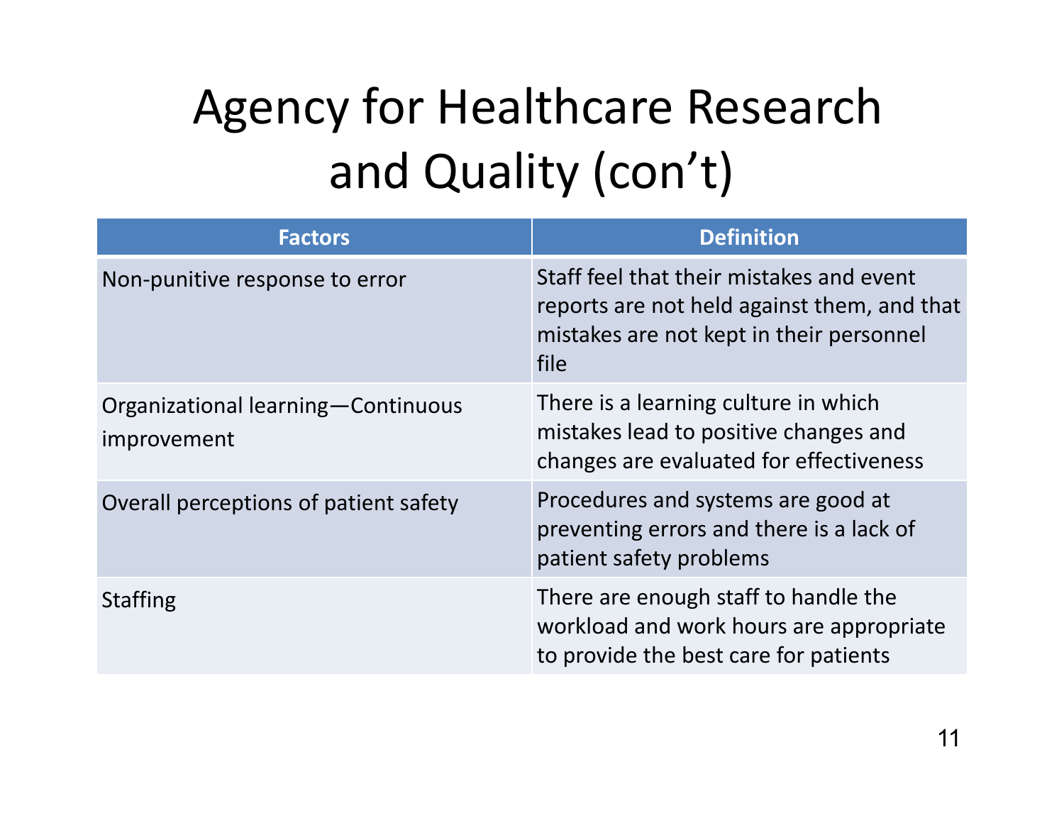# Agency for Healthcare Research and Quality (con't)

| Factors | Definition |
|---|---|
| Non-punitive response to error | Staff feel that their mistakes and event reports are not held against them, and that mistakes are not kept in their personnel file |
| Organizational learning—Continuous improvement | There is a learning culture in which mistakes lead to positive changes and changes are evaluated for effectiveness |
| Overall perceptions of patient safety | Procedures and systems are good at preventing errors and there is a lack of patient safety problems |
| Staffing | There are enough staff to handle the workload and work hours are appropriate to provide the best care for patients |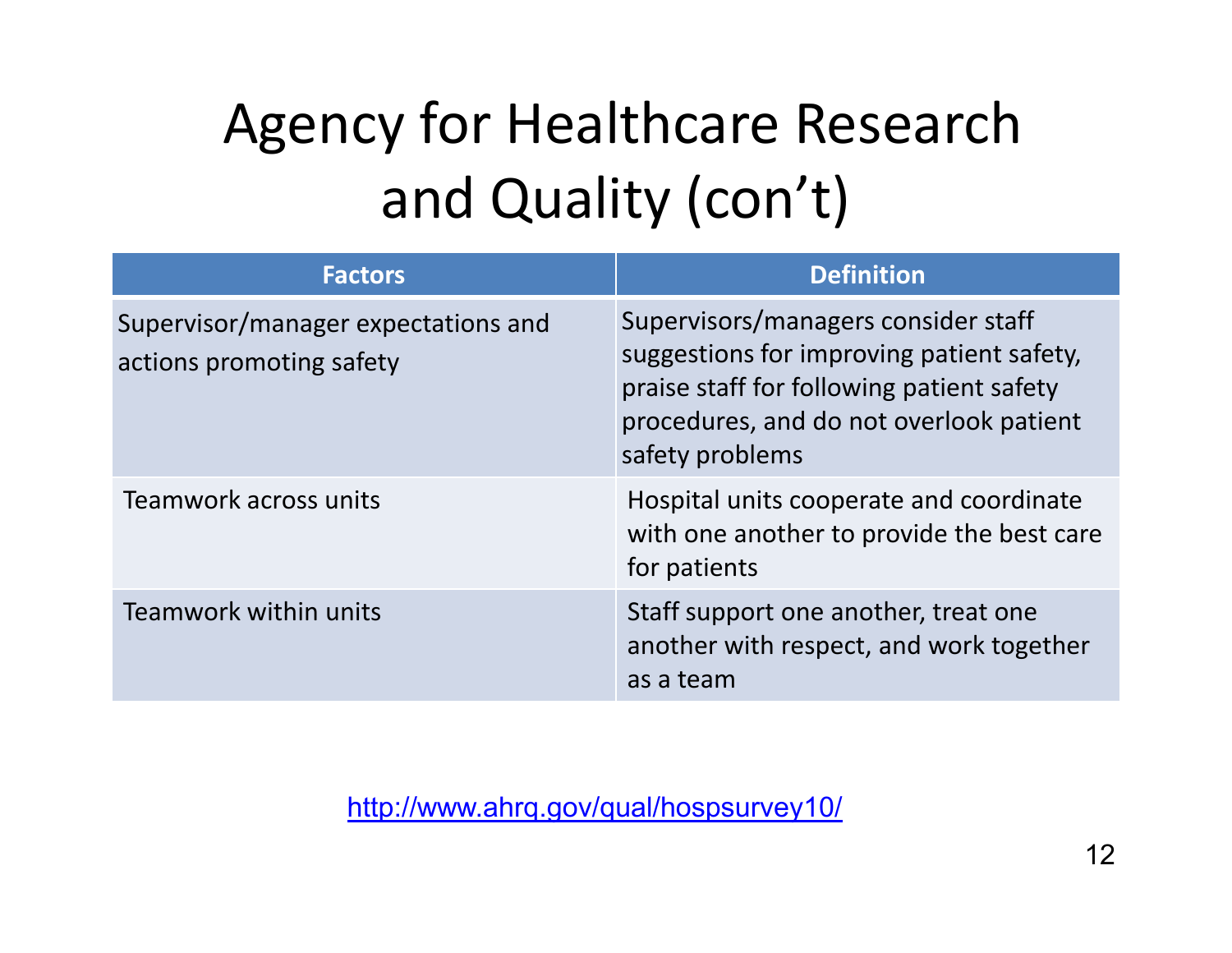# Agency for Healthcare Research and Quality (con't)

| Factors | Definition |
| --- | --- |
| Supervisor/manager expectations and actions promoting safety | Supervisors/managers consider staff suggestions for improving patient safety, praise staff for following patient safety procedures, and do not overlook patient safety problems |
| Teamwork across units | Hospital units cooperate and coordinate with one another to provide the best care for patients |
| Teamwork within units | Staff support one another, treat one another with respect, and work together as a team |

http://www.ahrq.gov/qual/hospsurvey10/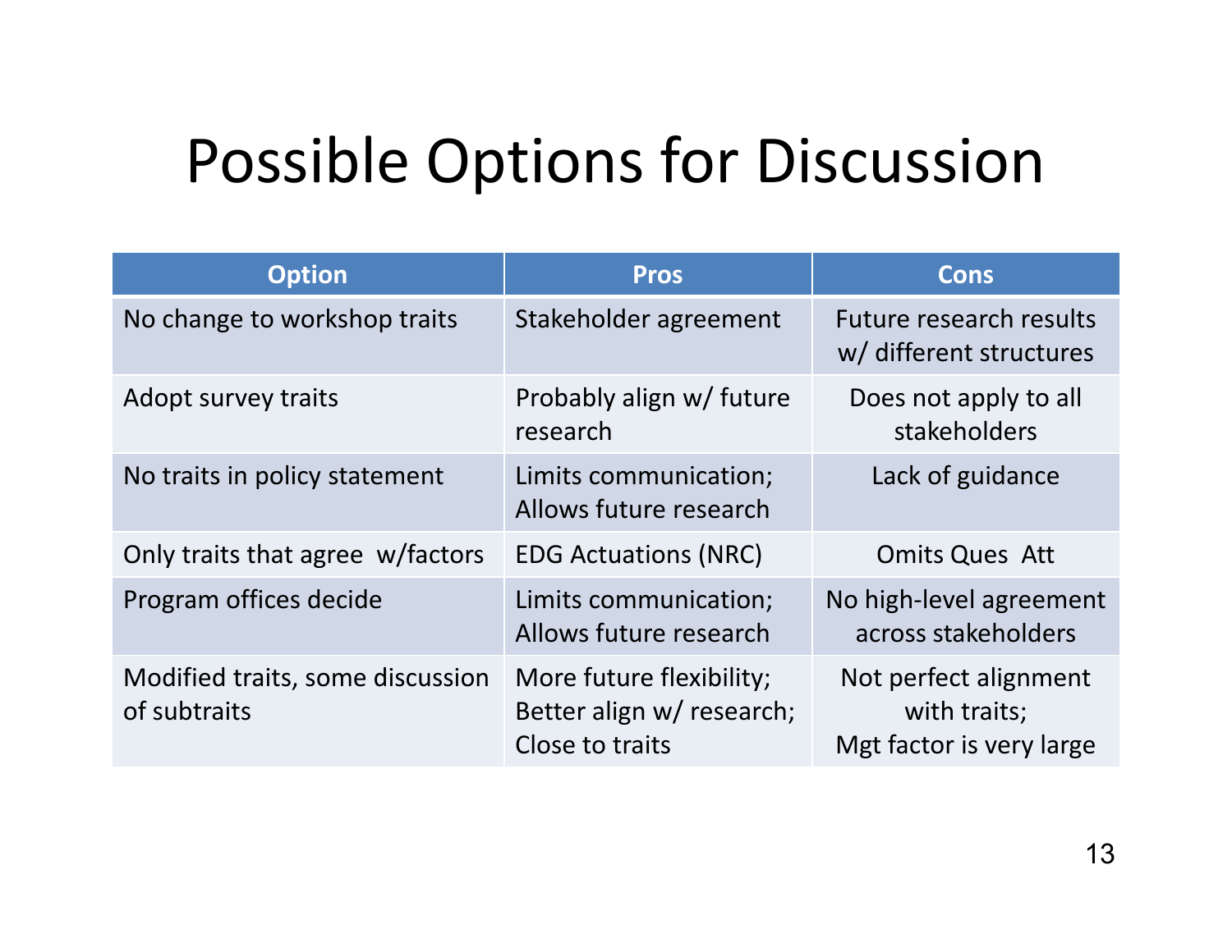# Possible Options for Discussion

| Option | Pros | Cons |
| --- | --- | --- |
| No change to workshop traits | Stakeholder agreement | Future research results w/ different structures |
| Adopt survey traits | Probably align w/ future research | Does not apply to all stakeholders |
| No traits in policy statement | Limits communication; Allows future research | Lack of guidance |
| Only traits that agree w/factors | EDG Actuations (NRC) | Omits Ques Att |
| Program offices decide | Limits communication; Allows future research | No high-level agreement across stakeholders |
| Modified traits, some discussion of subtraits | More future flexibility; Better align w/ research; Close to traits | Not perfect alignment with traits; Mgt factor is very large |